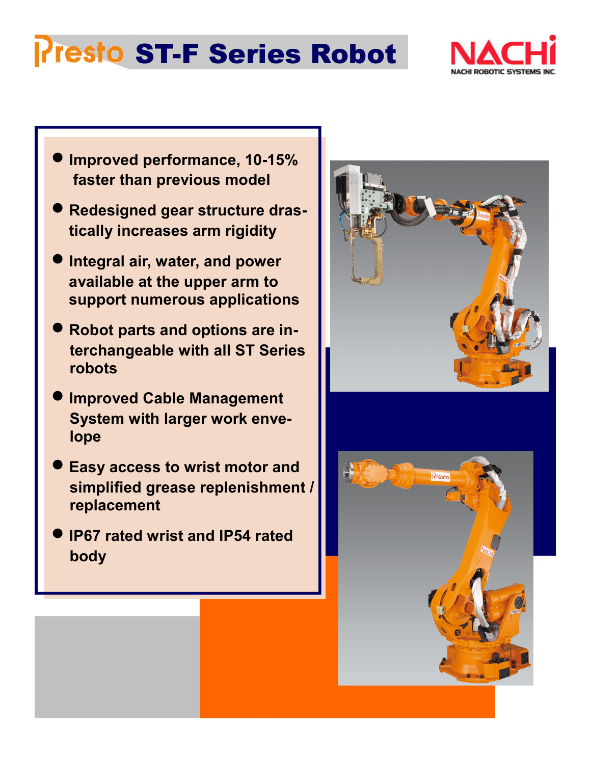# Presto ST-F Series Robot

NACHI
NACHI ROBOTIC SYSTEMS INC.

- Improved performance, 10-15% faster than previous model
- Redesigned gear structure drastically increases arm rigidity
- Integral air, water, and power available at the upper arm to support numerous applications
- Robot parts and options are interchangeable with all ST Series robots
- Improved Cable Management System with larger work envelope
- Easy access to wrist motor and simplified grease replenishment / replacement
- IP67 rated wrist and IP54 rated body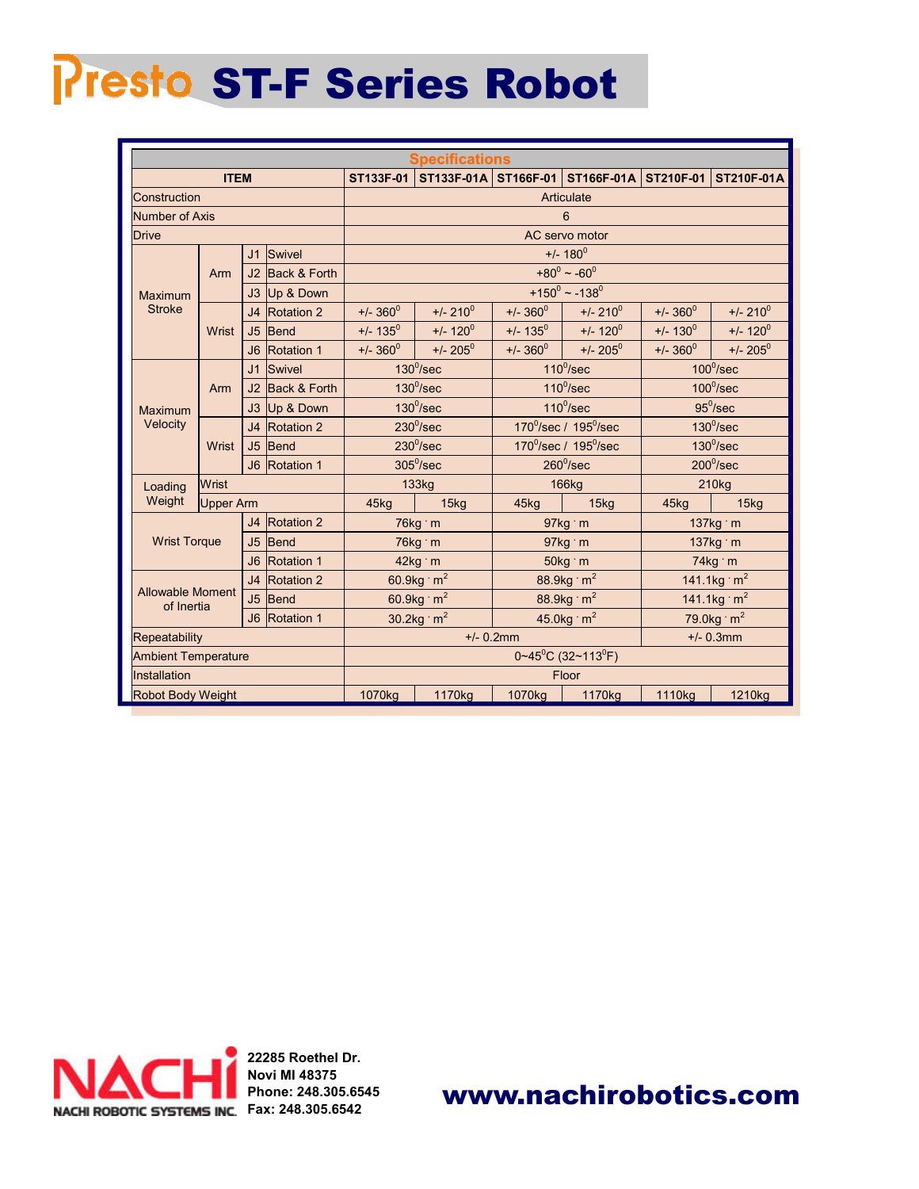# Presto ST-F Series Robot

| Specifications | | | | | | | | | |
|---|---|---|---|---|---|---|---|---|---|
| ITEM | | | | ST133F-01 | ST133F-01A | ST166F-01 | ST166F-01A | ST210F-01 | ST210F-01A |
| Construction | | | | Articulate | | | | | |
| Number of Axis | | | | 6 | | | | | |
| Drive | | | | AC servo motor | | | | | |
| Maximum Stroke | Arm | J1 | Swivel | +/- 180$^0$ | | | | | |
| | | J2 | Back & Forth | +80$^0$ ~ -60$^0$ | | | | | |
| | | J3 | Up & Down | +150$^0$ ~ -138$^0$ | | | | | |
| | Wrist | J4 | Rotation 2 | +/- 360$^0$ | +/- 210$^0$ | +/- 360$^0$ | +/- 210$^0$ | +/- 360$^0$ | +/- 210$^0$ |
| | | J5 | Bend | +/- 135$^0$ | +/- 120$^0$ | +/- 135$^0$ | +/- 120$^0$ | +/- 130$^0$ | +/- 120$^0$ |
| | | J6 | Rotation 1 | +/- 360$^0$ | +/- 205$^0$ | +/- 360$^0$ | +/- 205$^0$ | +/- 360$^0$ | +/- 205$^0$ |
| Maximum Velocity | Arm | J1 | Swivel | 130$^0$/sec | | 110$^0$/sec | | 100$^0$/sec | |
| | | J2 | Back & Forth | 130$^0$/sec | | 110$^0$/sec | | 100$^0$/sec | |
| | | J3 | Up & Down | 130$^0$/sec | | 110$^0$/sec | | 95$^0$/sec | |
| | Wrist | J4 | Rotation 2 | 230$^0$/sec | | 170$^0$/sec / 195$^0$/sec | | 130$^0$/sec | |
| | | J5 | Bend | 230$^0$/sec | | 170$^0$/sec / 195$^0$/sec | | 130$^0$/sec | |
| | | J6 | Rotation 1 | 305$^0$/sec | | 260$^0$/sec | | 200$^0$/sec | |
| Loading Weight | Wrist | | | 133kg | | 166kg | | 210kg | |
| | Upper Arm | | | 45kg | 15kg | 45kg | 15kg | 45kg | 15kg |
| Wrist Torque | | J4 | Rotation 2 | 76kg · m | | 97kg · m | | 137kg · m | |
| | | J5 | Bend | 76kg · m | | 97kg · m | | 137kg · m | |
| | | J6 | Rotation 1 | 42kg · m | | 50kg · m | | 74kg · m | |
| Allowable Moment of Inertia | | J4 | Rotation 2 | 60.9kg · m$^2$ | | 88.9kg · m$^2$ | | 141.1kg · m$^2$ | |
| | | J5 | Bend | 60.9kg · m$^2$ | | 88.9kg · m$^2$ | | 141.1kg · m$^2$ | |
| | | J6 | Rotation 1 | 30.2kg · m$^2$ | | 45.0kg · m$^2$ | | 79.0kg · m$^2$ | |
| Repeatability | | | | +/- 0.2mm | | | | +/- 0.3mm | |
| Ambient Temperature | | | | 0~45$^0$C (32~113$^0$F) | | | | | |
| Installation | | | | Floor | | | | | |
| Robot Body Weight | | | | 1070kg | 1170kg | 1070kg | 1170kg | 1110kg | 1210kg |

NACHI
NACHI ROBOTIC SYSTEMS INC.

22285 Roethel Dr.
Novi MI 48375
Phone: 248.305.6545
Fax: 248.305.6542

www.nachirobotics.com